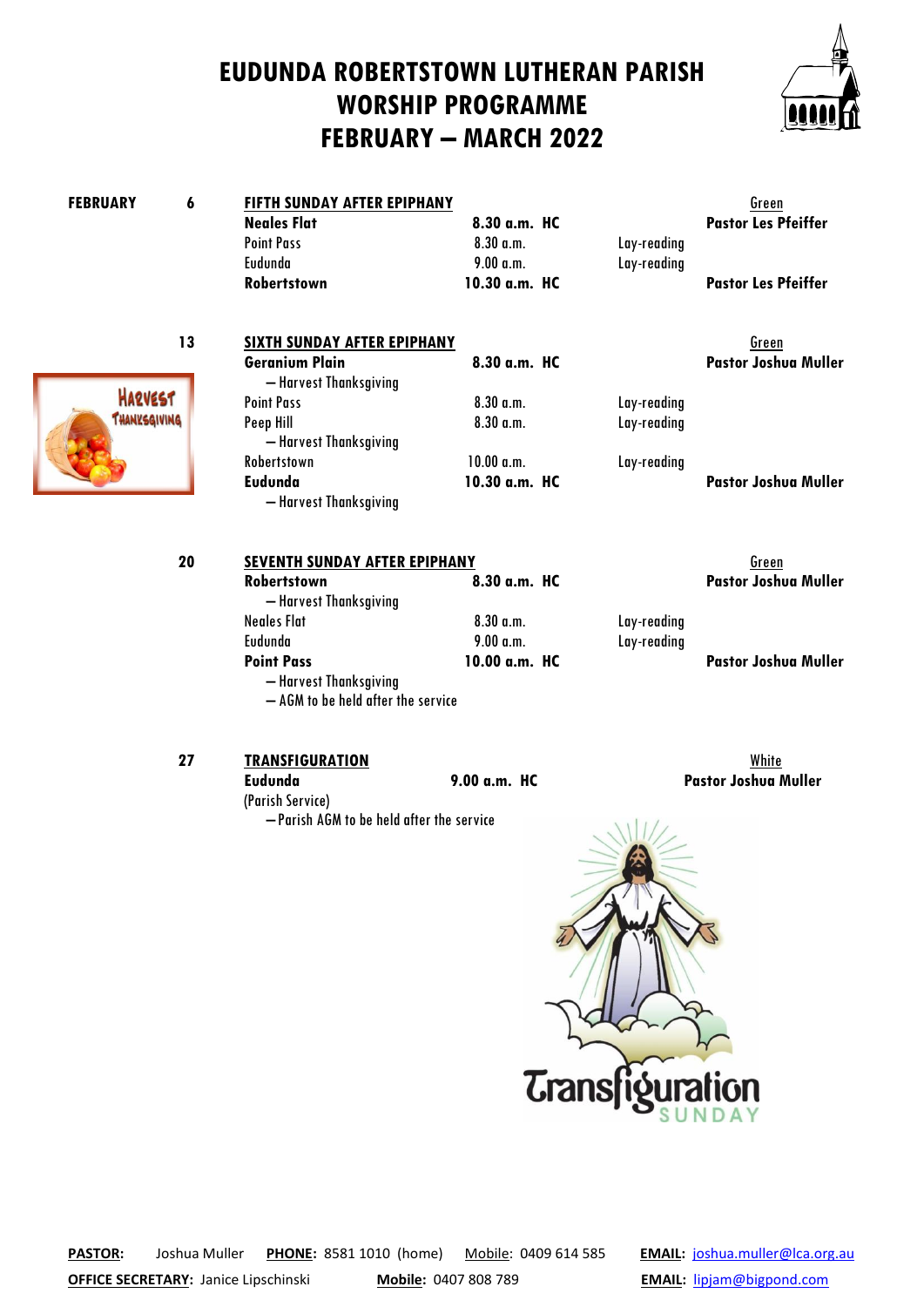# EUDUNDA ROBERTSTOWN LUTHERAN PARISH
# WORSHIP PROGRAMME
# FEBRUARY – MARCH 2022

| Month | Date | Service / Location | Time | Type | Leader / Colour |
|---|---|---|---|---|---|
| **FEBRUARY** | **6** | **FIFTH SUNDAY AFTER EPIPHANY** | | | Green |
| | | **Neales Flat** | **8.30 a.m. HC** | | **Pastor Les Pfeiffer** |
| | | Point Pass | 8.30 a.m. | Lay-reading | |
| | | Eudunda | 9.00 a.m. | Lay-reading | |
| | | **Robertstown** | **10.30 a.m. HC** | | **Pastor Les Pfeiffer** |
| | **13** | **SIXTH SUNDAY AFTER EPIPHANY** | | | Green |
| | | **Geranium Plain** – Harvest Thanksgiving | **8.30 a.m. HC** | | **Pastor Joshua Muller** |
| | | Point Pass | 8.30 a.m. | Lay-reading | |
| | | Peep Hill – Harvest Thanksgiving | 8.30 a.m. | Lay-reading | |
| | | Robertstown | 10.00 a.m. | Lay-reading | |
| | | **Eudunda** – Harvest Thanksgiving | **10.30 a.m. HC** | | **Pastor Joshua Muller** |
| | **20** | **SEVENTH SUNDAY AFTER EPIPHANY** | | | Green |
| | | **Robertstown** – Harvest Thanksgiving | **8.30 a.m. HC** | | **Pastor Joshua Muller** |
| | | Neales Flat | 8.30 a.m. | Lay-reading | |
| | | Eudunda | 9.00 a.m. | Lay-reading | |
| | | **Point Pass** – Harvest Thanksgiving – AGM to be held after the service | **10.00 a.m. HC** | | **Pastor Joshua Muller** |
| | **27** | **TRANSFIGURATION** | | | White |
| | | **Eudunda** (Parish Service) – Parish AGM to be held after the service | **9.00 a.m. HC** | | **Pastor Joshua Muller** |

**PASTOR:** Joshua Muller **PHONE:** 8581 1010 (home) Mobile: 0409 614 585 **EMAIL:** joshua.muller@lca.org.au

**OFFICE SECRETARY:** Janice Lipschinski **Mobile:** 0407 808 789 **EMAIL:** lipjam@bigpond.com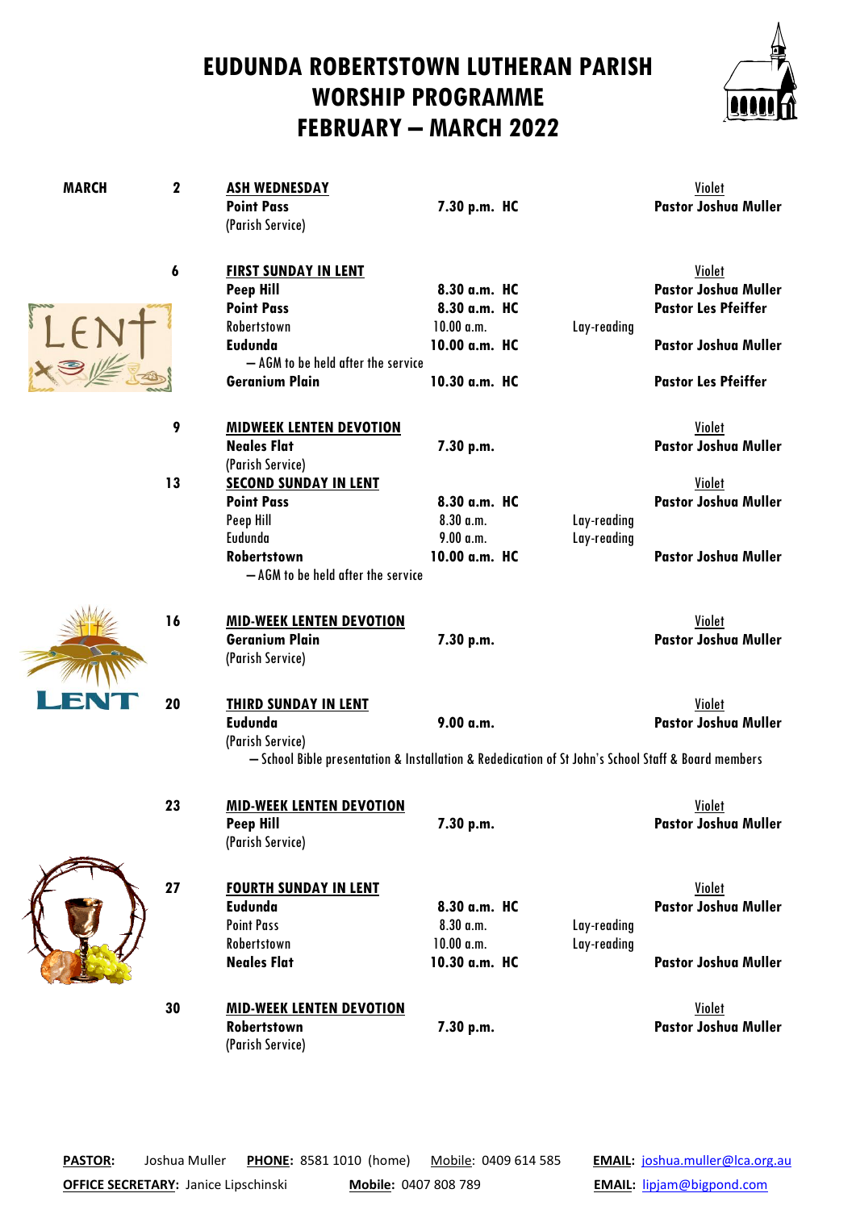# EUDUNDA ROBERTSTOWN LUTHERAN PARISH WORSHIP PROGRAMME FEBRUARY – MARCH 2022

| | | | | | |
|---|---|---|---|---|---|
| **MARCH** | **2** | **ASH WEDNESDAY** | | | Violet |
| | | **Point Pass** | **7.30 p.m. HC** | | **Pastor Joshua Muller** |
| | | (Parish Service) | | | |
| | **6** | **FIRST SUNDAY IN LENT** | | | Violet |
| | | **Peep Hill** | **8.30 a.m. HC** | | **Pastor Joshua Muller** |
| | | **Point Pass** | **8.30 a.m. HC** | | **Pastor Les Pfeiffer** |
| | | Robertstown | 10.00 a.m. | Lay-reading | |
| | | **Eudunda** | **10.00 a.m. HC** | | **Pastor Joshua Muller** |
| | | – AGM to be held after the service | | | |
| | | **Geranium Plain** | **10.30 a.m. HC** | | **Pastor Les Pfeiffer** |
| | **9** | **MIDWEEK LENTEN DEVOTION** | | | Violet |
| | | **Neales Flat** | **7.30 p.m.** | | **Pastor Joshua Muller** |
| | | (Parish Service) | | | |
| | **13** | **SECOND SUNDAY IN LENT** | | | Violet |
| | | **Point Pass** | **8.30 a.m. HC** | | **Pastor Joshua Muller** |
| | | Peep Hill | 8.30 a.m. | Lay-reading | |
| | | Eudunda | 9.00 a.m. | Lay-reading | |
| | | **Robertstown** | **10.00 a.m. HC** | | **Pastor Joshua Muller** |
| | | – AGM to be held after the service | | | |
| | **16** | **MID-WEEK LENTEN DEVOTION** | | | Violet |
| | | **Geranium Plain** | **7.30 p.m.** | | **Pastor Joshua Muller** |
| | | (Parish Service) | | | |
| | **20** | **THIRD SUNDAY IN LENT** | | | Violet |
| | | **Eudunda** | **9.00 a.m.** | | **Pastor Joshua Muller** |
| | | (Parish Service) | | | |
| | | – School Bible presentation & Installation & Rededication of St John's School Staff & Board members | | | |
| | **23** | **MID-WEEK LENTEN DEVOTION** | | | Violet |
| | | **Peep Hill** | **7.30 p.m.** | | **Pastor Joshua Muller** |
| | | (Parish Service) | | | |
| | **27** | **FOURTH SUNDAY IN LENT** | | | Violet |
| | | **Eudunda** | **8.30 a.m. HC** | | **Pastor Joshua Muller** |
| | | Point Pass | 8.30 a.m. | Lay-reading | |
| | | Robertstown | 10.00 a.m. | Lay-reading | |
| | | **Neales Flat** | **10.30 a.m. HC** | | **Pastor Joshua Muller** |
| | **30** | **MID-WEEK LENTEN DEVOTION** | | | Violet |
| | | **Robertstown** | **7.30 p.m.** | | **Pastor Joshua Muller** |
| | | (Parish Service) | | | |

**PASTOR:** Joshua Muller **PHONE:** 8581 1010 (home) Mobile: 0409 614 585 **EMAIL:** joshua.muller@lca.org.au

**OFFICE SECRETARY:** Janice Lipschinski **Mobile:** 0407 808 789 **EMAIL:** lipjam@bigpond.com